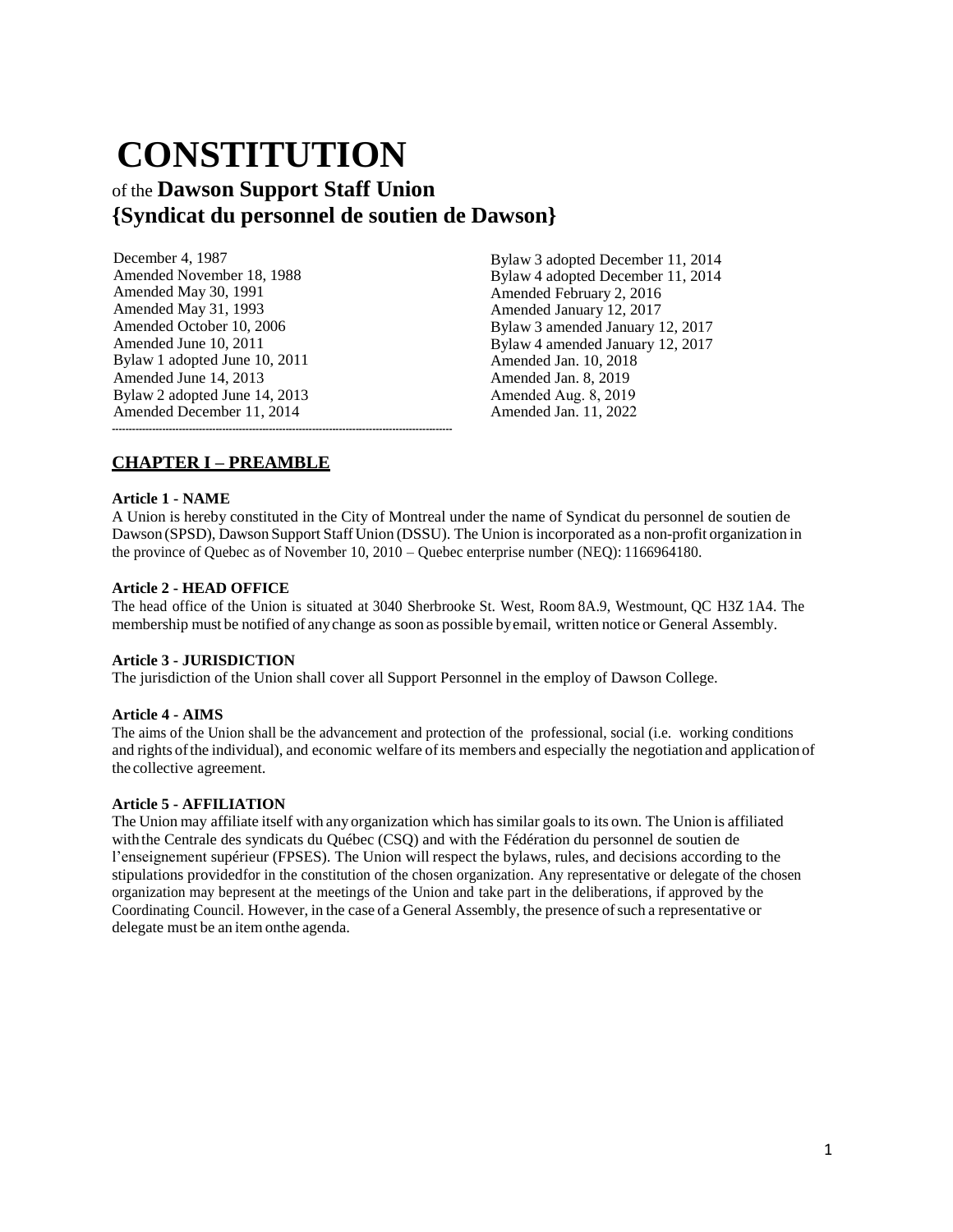# CONSTITUTION

## of the **Dawson Support Staff Union** **{Syndicat du personnel de soutien de Dawson}**

December 4, 1987
Amended November 18, 1988
Amended May 30, 1991
Amended May 31, 1993
Amended October 10, 2006
Amended June 10, 2011
Bylaw 1 adopted June 10, 2011
Amended June 14, 2013
Bylaw 2 adopted June 14, 2013
Amended December 11, 2014
Bylaw 3 adopted December 11, 2014
Bylaw 4 adopted December 11, 2014
Amended February 2, 2016
Amended January 12, 2017
Bylaw 3 amended January 12, 2017
Bylaw 4 amended January 12, 2017
Amended Jan. 10, 2018
Amended Jan. 8, 2019
Amended Aug. 8, 2019
Amended Jan. 11, 2022

---

## CHAPTER I – PREAMBLE

**Article 1 - NAME**

A Union is hereby constituted in the City of Montreal under the name of Syndicat du personnel de soutien de Dawson (SPSD), Dawson Support Staff Union (DSSU). The Union is incorporated as a non-profit organization in the province of Quebec as of November 10, 2010 – Quebec enterprise number (NEQ): 1166964180.

**Article 2 - HEAD OFFICE**

The head office of the Union is situated at 3040 Sherbrooke St. West, Room 8A.9, Westmount, QC H3Z 1A4. The membership must be notified of any change as soon as possible by email, written notice or General Assembly.

**Article 3 - JURISDICTION**

The jurisdiction of the Union shall cover all Support Personnel in the employ of Dawson College.

**Article 4 - AIMS**

The aims of the Union shall be the advancement and protection of the professional, social (i.e. working conditions and rights of the individual), and economic welfare of its members and especially the negotiation and application of the collective agreement.

**Article 5 - AFFILIATION**

The Union may affiliate itself with any organization which has similar goals to its own. The Union is affiliated with the Centrale des syndicats du Québec (CSQ) and with the Fédération du personnel de soutien de l'enseignement supérieur (FPSES). The Union will respect the bylaws, rules, and decisions according to the stipulations providedfor in the constitution of the chosen organization. Any representative or delegate of the chosen organization may bepresent at the meetings of the Union and take part in the deliberations, if approved by the Coordinating Council. However, in the case of a General Assembly, the presence of such a representative or delegate must be an item onthe agenda.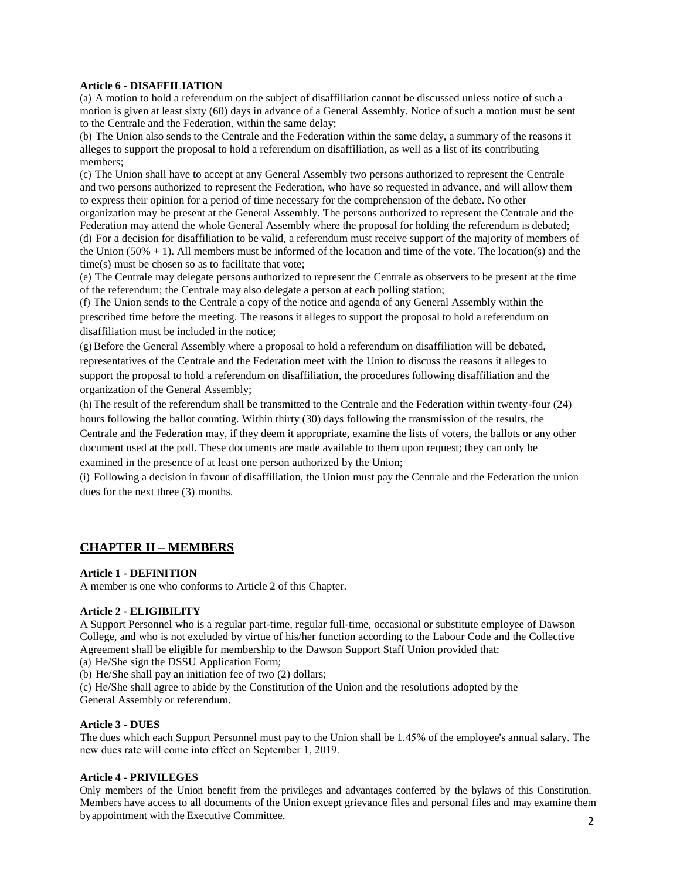**Article 6 - DISAFFILIATION**

(a) A motion to hold a referendum on the subject of disaffiliation cannot be discussed unless notice of such a motion is given at least sixty (60) days in advance of a General Assembly. Notice of such a motion must be sent to the Centrale and the Federation, within the same delay;

(b) The Union also sends to the Centrale and the Federation within the same delay, a summary of the reasons it alleges to support the proposal to hold a referendum on disaffiliation, as well as a list of its contributing members;

(c) The Union shall have to accept at any General Assembly two persons authorized to represent the Centrale and two persons authorized to represent the Federation, who have so requested in advance, and will allow them to express their opinion for a period of time necessary for the comprehension of the debate. No other organization may be present at the General Assembly. The persons authorized to represent the Centrale and the Federation may attend the whole General Assembly where the proposal for holding the referendum is debated;

(d) For a decision for disaffiliation to be valid, a referendum must receive support of the majority of members of the Union (50% + 1). All members must be informed of the location and time of the vote. The location(s) and the time(s) must be chosen so as to facilitate that vote;

(e) The Centrale may delegate persons authorized to represent the Centrale as observers to be present at the time of the referendum; the Centrale may also delegate a person at each polling station;

(f) The Union sends to the Centrale a copy of the notice and agenda of any General Assembly within the prescribed time before the meeting. The reasons it alleges to support the proposal to hold a referendum on disaffiliation must be included in the notice;

(g) Before the General Assembly where a proposal to hold a referendum on disaffiliation will be debated, representatives of the Centrale and the Federation meet with the Union to discuss the reasons it alleges to support the proposal to hold a referendum on disaffiliation, the procedures following disaffiliation and the organization of the General Assembly;

(h) The result of the referendum shall be transmitted to the Centrale and the Federation within twenty-four (24) hours following the ballot counting. Within thirty (30) days following the transmission of the results, the Centrale and the Federation may, if they deem it appropriate, examine the lists of voters, the ballots or any other document used at the poll. These documents are made available to them upon request; they can only be examined in the presence of at least one person authorized by the Union;

(i) Following a decision in favour of disaffiliation, the Union must pay the Centrale and the Federation the union dues for the next three (3) months.

## CHAPTER II – MEMBERS

**Article 1 - DEFINITION**

A member is one who conforms to Article 2 of this Chapter.

**Article 2 - ELIGIBILITY**

A Support Personnel who is a regular part-time, regular full-time, occasional or substitute employee of Dawson College, and who is not excluded by virtue of his/her function according to the Labour Code and the Collective Agreement shall be eligible for membership to the Dawson Support Staff Union provided that:

(a) He/She sign the DSSU Application Form;

(b) He/She shall pay an initiation fee of two (2) dollars;

(c) He/She shall agree to abide by the Constitution of the Union and the resolutions adopted by the General Assembly or referendum.

**Article 3 - DUES**

The dues which each Support Personnel must pay to the Union shall be 1.45% of the employee's annual salary. The new dues rate will come into effect on September 1, 2019.

**Article 4 - PRIVILEGES**

Only members of the Union benefit from the privileges and advantages conferred by the bylaws of this Constitution. Members have access to all documents of the Union except grievance files and personal files and may examine them by appointment with the Executive Committee.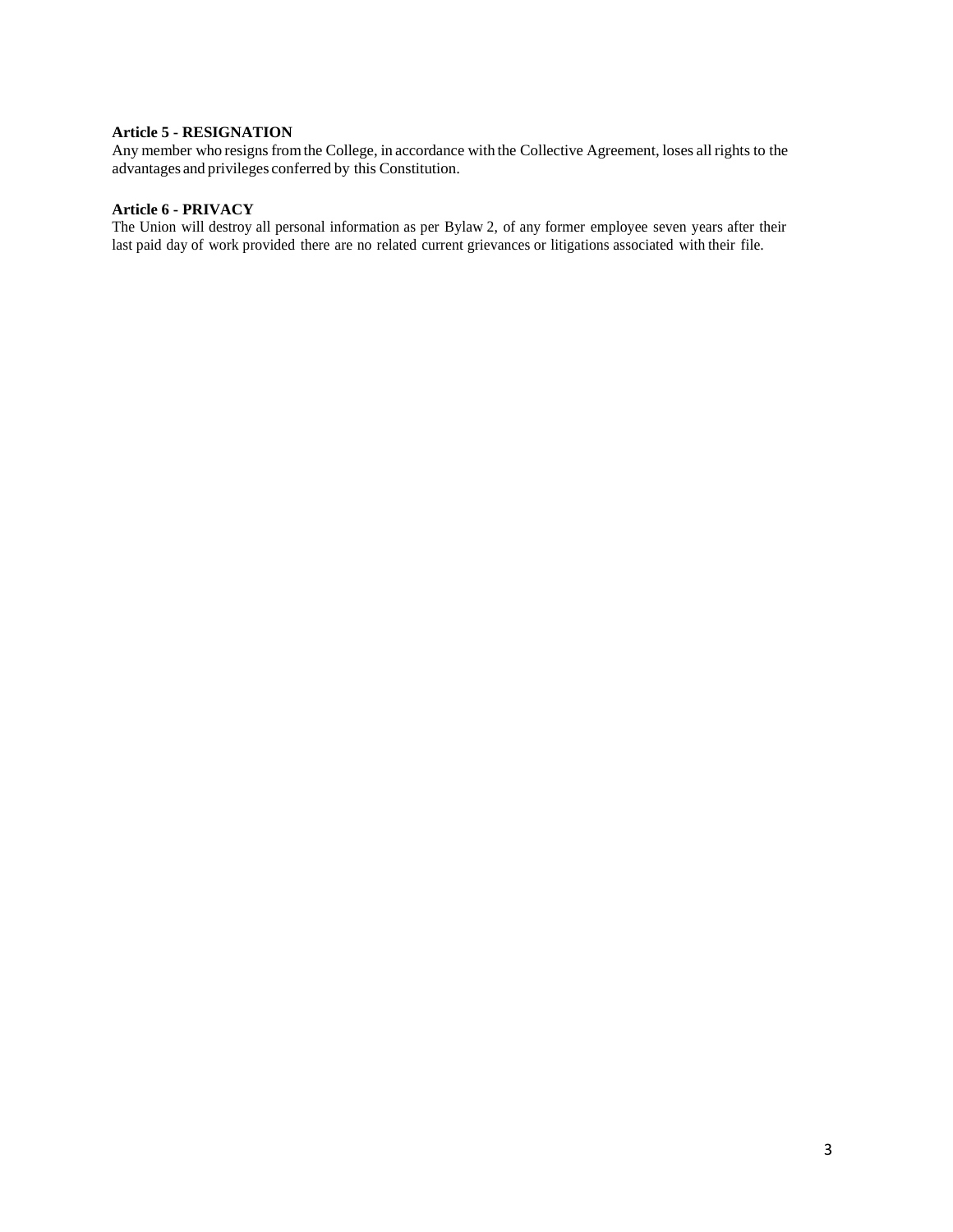**Article 5 - RESIGNATION**

Any member who resigns from the College, in accordance with the Collective Agreement, loses all rights to the advantages and privileges conferred by this Constitution.

**Article 6 - PRIVACY**

The Union will destroy all personal information as per Bylaw 2, of any former employee seven years after their last paid day of work provided there are no related current grievances or litigations associated with their file.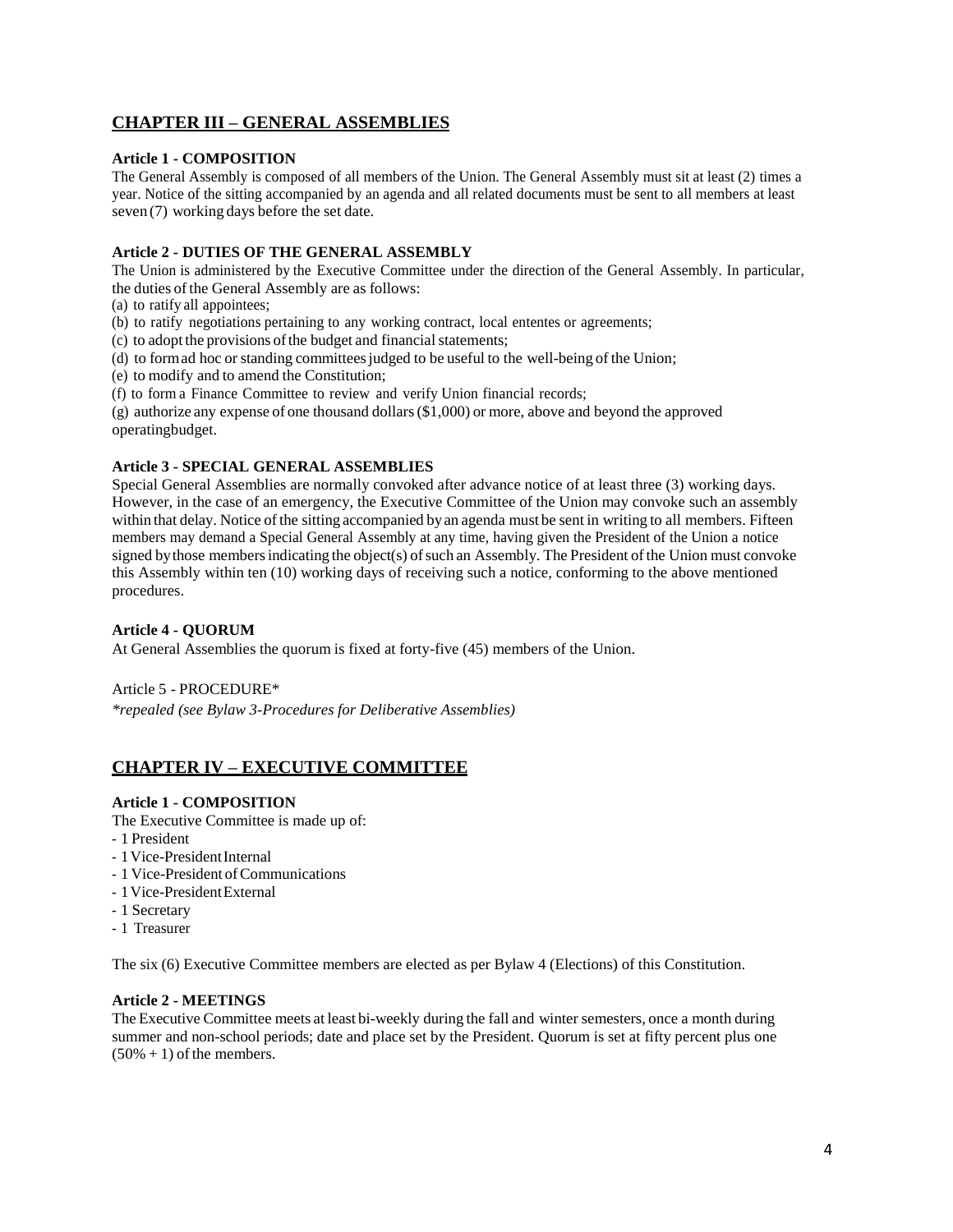## CHAPTER III – GENERAL ASSEMBLIES

**Article 1 - COMPOSITION**

The General Assembly is composed of all members of the Union. The General Assembly must sit at least (2) times a year. Notice of the sitting accompanied by an agenda and all related documents must be sent to all members at least seven (7) working days before the set date.

**Article 2 - DUTIES OF THE GENERAL ASSEMBLY**

The Union is administered by the Executive Committee under the direction of the General Assembly. In particular, the duties of the General Assembly are as follows:

(a) to ratify all appointees;
(b) to ratify negotiations pertaining to any working contract, local ententes or agreements;
(c) to adopt the provisions of the budget and financial statements;
(d) to form ad hoc or standing committees judged to be useful to the well-being of the Union;
(e) to modify and to amend the Constitution;
(f) to form a Finance Committee to review and verify Union financial records;
(g) authorize any expense of one thousand dollars ($1,000) or more, above and beyond the approved operatingbudget.

**Article 3 - SPECIAL GENERAL ASSEMBLIES**

Special General Assemblies are normally convoked after advance notice of at least three (3) working days. However, in the case of an emergency, the Executive Committee of the Union may convoke such an assembly within that delay. Notice of the sitting accompanied by an agenda must be sent in writing to all members. Fifteen members may demand a Special General Assembly at any time, having given the President of the Union a notice signed by those members indicating the object(s) of such an Assembly. The President of the Union must convoke this Assembly within ten (10) working days of receiving such a notice, conforming to the above mentioned procedures.

**Article 4 - QUORUM**

At General Assemblies the quorum is fixed at forty-five (45) members of the Union.

Article 5 - PROCEDURE*

*\*repealed (see Bylaw 3-Procedures for Deliberative Assemblies)*

## CHAPTER IV – EXECUTIVE COMMITTEE

**Article 1 - COMPOSITION**

The Executive Committee is made up of:

- 1 President
- 1 Vice-President Internal
- 1 Vice-President of Communications
- 1 Vice-President External
- 1 Secretary
- 1 Treasurer

The six (6) Executive Committee members are elected as per Bylaw 4 (Elections) of this Constitution.

**Article 2 - MEETINGS**

The Executive Committee meets at least bi-weekly during the fall and winter semesters, once a month during summer and non-school periods; date and place set by the President. Quorum is set at fifty percent plus one (50% + 1) of the members.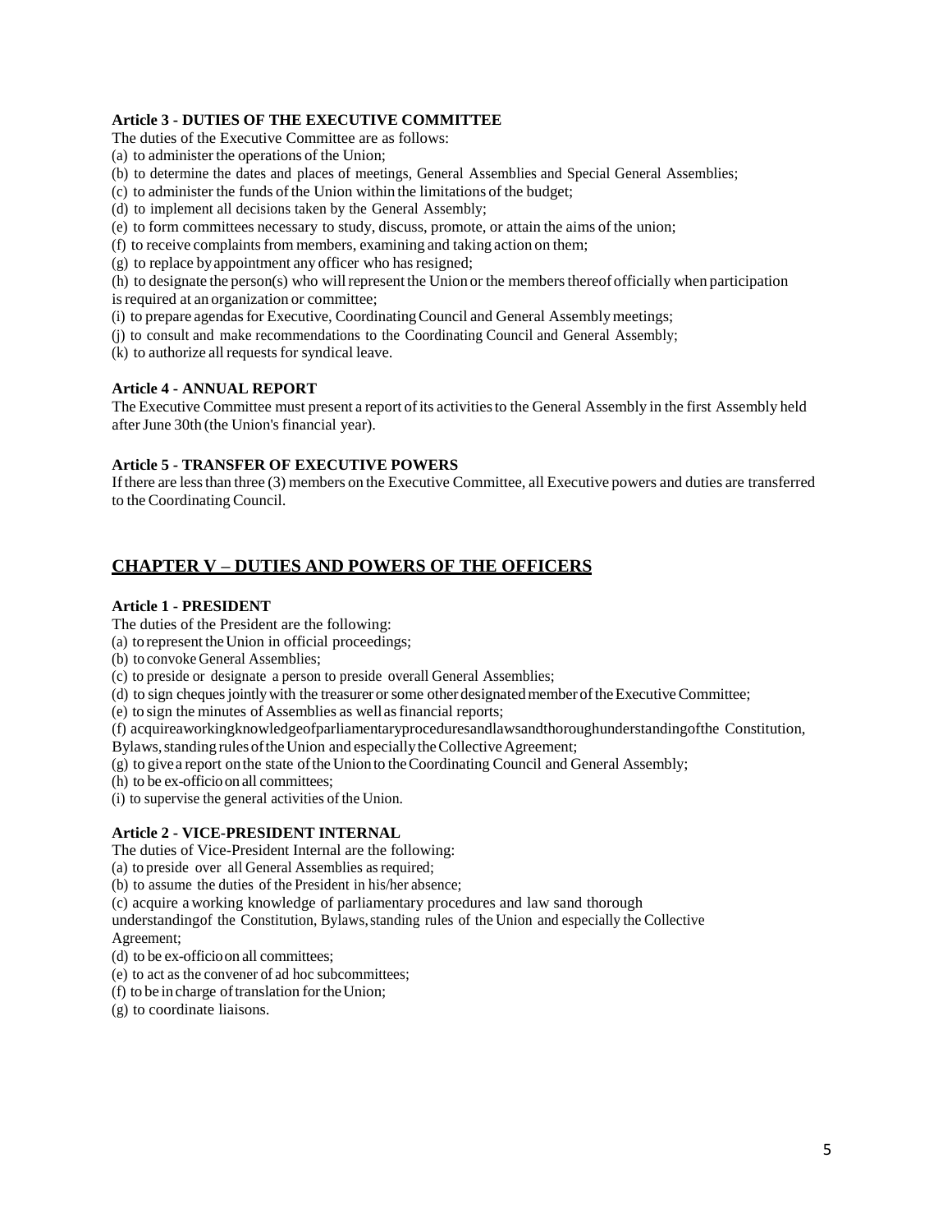**Article 3 - DUTIES OF THE EXECUTIVE COMMITTEE**

The duties of the Executive Committee are as follows:

(a) to administer the operations of the Union;
(b) to determine the dates and places of meetings, General Assemblies and Special General Assemblies;
(c) to administer the funds of the Union within the limitations of the budget;
(d) to implement all decisions taken by the General Assembly;
(e) to form committees necessary to study, discuss, promote, or attain the aims of the union;
(f) to receive complaints from members, examining and taking action on them;
(g) to replace by appointment any officer who has resigned;
(h) to designate the person(s) who will represent the Union or the members thereof officially when participation is required at an organization or committee;
(i) to prepare agendas for Executive, Coordinating Council and General Assembly meetings;
(j) to consult and make recommendations to the Coordinating Council and General Assembly;
(k) to authorize all requests for syndical leave.

**Article 4 - ANNUAL REPORT**

The Executive Committee must present a report of its activities to the General Assembly in the first Assembly held after June 30th (the Union's financial year).

**Article 5 - TRANSFER OF EXECUTIVE POWERS**

If there are less than three (3) members on the Executive Committee, all Executive powers and duties are transferred to the Coordinating Council.

## CHAPTER V – DUTIES AND POWERS OF THE OFFICERS

**Article 1 - PRESIDENT**

The duties of the President are the following:

(a) to represent the Union in official proceedings;
(b) to convoke General Assemblies;
(c) to preside or designate a person to preside overall General Assemblies;
(d) to sign cheques jointly with the treasurer or some other designated member of the Executive Committee;
(e) to sign the minutes of Assemblies as well as financial reports;
(f) acquireaworkingknowledgeofparliamentaryproceduresandlawsandthoroughunderstandingofthe Constitution, Bylaws, standing rules of the Union and especially the Collective Agreement;
(g) to give a report on the state of the Union to the Coordinating Council and General Assembly;
(h) to be ex-officio on all committees;
(i) to supervise the general activities of the Union.

**Article 2 - VICE-PRESIDENT INTERNAL**

The duties of Vice-President Internal are the following:

(a) to preside over all General Assemblies as required;
(b) to assume the duties of the President in his/her absence;
(c) acquire a working knowledge of parliamentary procedures and law sand thorough understandingof the Constitution, Bylaws, standing rules of the Union and especially the Collective Agreement;
(d) to be ex-officio on all committees;
(e) to act as the convener of ad hoc subcommittees;
(f) to be in charge of translation for the Union;
(g) to coordinate liaisons.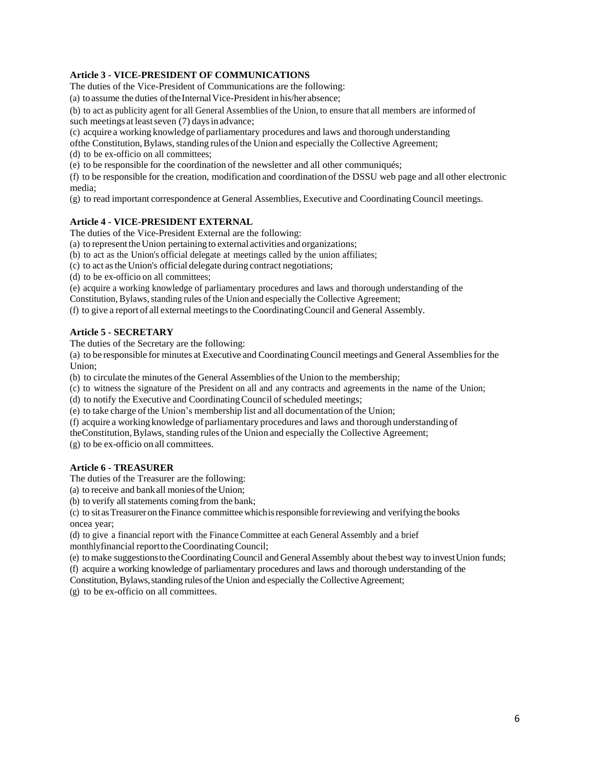**Article 3 - VICE-PRESIDENT OF COMMUNICATIONS**

The duties of the Vice-President of Communications are the following:

(a) to assume the duties of the Internal Vice-President in his/her absence;

(b) to act as publicity agent for all General Assemblies of the Union, to ensure that all members are informed of such meetings at least seven (7) days in advance;

(c) acquire a working knowledge of parliamentary procedures and laws and thorough understanding ofthe Constitution, Bylaws, standing rules of the Union and especially the Collective Agreement;

(d) to be ex-officio on all committees;

(e) to be responsible for the coordination of the newsletter and all other communiqués;

(f) to be responsible for the creation, modification and coordination of the DSSU web page and all other electronic media;

(g) to read important correspondence at General Assemblies, Executive and Coordinating Council meetings.

**Article 4 - VICE-PRESIDENT EXTERNAL**

The duties of the Vice-President External are the following:

(a) to represent the Union pertaining to external activities and organizations;

(b) to act as the Union's official delegate at meetings called by the union affiliates;

(c) to act as the Union's official delegate during contract negotiations;

(d) to be ex-officio on all committees;

(e) acquire a working knowledge of parliamentary procedures and laws and thorough understanding of the Constitution, Bylaws, standing rules of the Union and especially the Collective Agreement;

(f) to give a report of all external meetings to the Coordinating Council and General Assembly.

**Article 5 - SECRETARY**

The duties of the Secretary are the following:

(a) to be responsible for minutes at Executive and Coordinating Council meetings and General Assemblies for the Union;

(b) to circulate the minutes of the General Assemblies of the Union to the membership;

(c) to witness the signature of the President on all and any contracts and agreements in the name of the Union;

(d) to notify the Executive and Coordinating Council of scheduled meetings;

(e) to take charge of the Union's membership list and all documentation of the Union;

(f) acquire a working knowledge of parliamentary procedures and laws and thorough understanding of theConstitution, Bylaws, standing rules of the Union and especially the Collective Agreement;

(g) to be ex-officio on all committees.

**Article 6 - TREASURER**

The duties of the Treasurer are the following:

(a) to receive and bank all monies of the Union;

(b) to verify all statements coming from the bank;

(c) to sit as Treasurer on the Finance committee which is responsible for reviewing and verifying the books oncea year;

(d) to give a financial report with the Finance Committee at each General Assembly and a brief monthlyfinancial report to the Coordinating Council;

(e) to make suggestions to the Coordinating Council and General Assembly about the best way to invest Union funds;

(f) acquire a working knowledge of parliamentary procedures and laws and thorough understanding of the Constitution, Bylaws, standing rules of the Union and especially the Collective Agreement;

(g) to be ex-officio on all committees.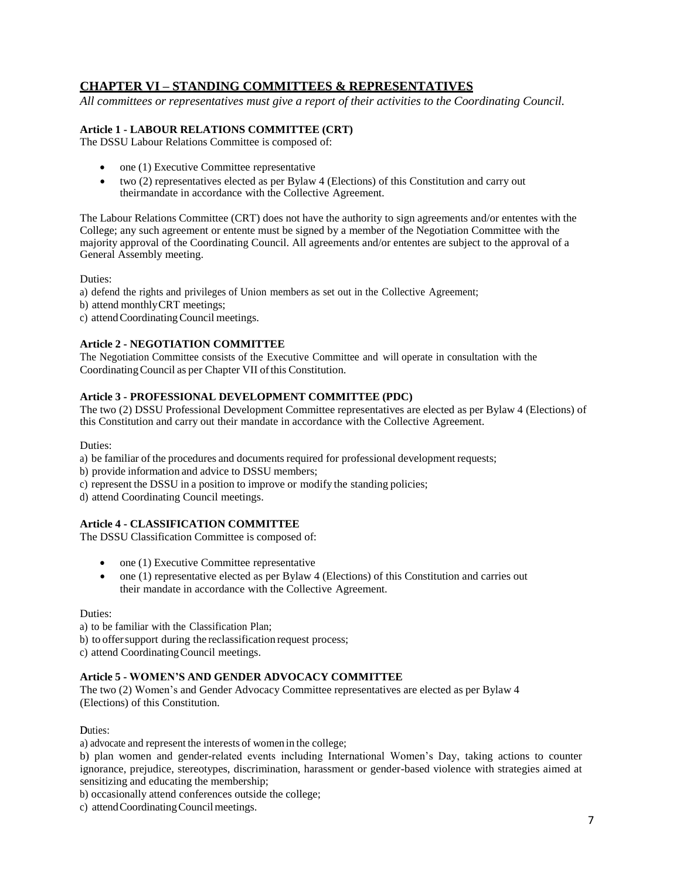## CHAPTER VI – STANDING COMMITTEES & REPRESENTATIVES

*All committees or representatives must give a report of their activities to the Coordinating Council.*

### Article 1 - LABOUR RELATIONS COMMITTEE (CRT)

The DSSU Labour Relations Committee is composed of:

- one (1) Executive Committee representative
- two (2) representatives elected as per Bylaw 4 (Elections) of this Constitution and carry out theirmandate in accordance with the Collective Agreement.

The Labour Relations Committee (CRT) does not have the authority to sign agreements and/or ententes with the College; any such agreement or entente must be signed by a member of the Negotiation Committee with the majority approval of the Coordinating Council. All agreements and/or ententes are subject to the approval of a General Assembly meeting.

Duties:

a) defend the rights and privileges of Union members as set out in the Collective Agreement;
b) attend monthlyCRT meetings;
c) attend Coordinating Council meetings.

### Article 2 - NEGOTIATION COMMITTEE

The Negotiation Committee consists of the Executive Committee and will operate in consultation with the Coordinating Council as per Chapter VII of this Constitution.

### Article 3 - PROFESSIONAL DEVELOPMENT COMMITTEE (PDC)

The two (2) DSSU Professional Development Committee representatives are elected as per Bylaw 4 (Elections) of this Constitution and carry out their mandate in accordance with the Collective Agreement.

Duties:

a) be familiar of the procedures and documents required for professional development requests;
b) provide information and advice to DSSU members;
c) represent the DSSU in a position to improve or modify the standing policies;
d) attend Coordinating Council meetings.

### Article 4 - CLASSIFICATION COMMITTEE

The DSSU Classification Committee is composed of:

- one (1) Executive Committee representative
- one (1) representative elected as per Bylaw 4 (Elections) of this Constitution and carries out their mandate in accordance with the Collective Agreement.

Duties:

a) to be familiar with the Classification Plan;
b) to offer support during the reclassification request process;
c) attend Coordinating Council meetings.

### Article 5 - WOMEN'S AND GENDER ADVOCACY COMMITTEE

The two (2) Women's and Gender Advocacy Committee representatives are elected as per Bylaw 4 (Elections) of this Constitution.

Duties:

a) advocate and represent the interests of women in the college;
b) plan women and gender-related events including International Women's Day, taking actions to counter ignorance, prejudice, stereotypes, discrimination, harassment or gender-based violence with strategies aimed at sensitizing and educating the membership;
b) occasionally attend conferences outside the college;
c) attend Coordinating Council meetings.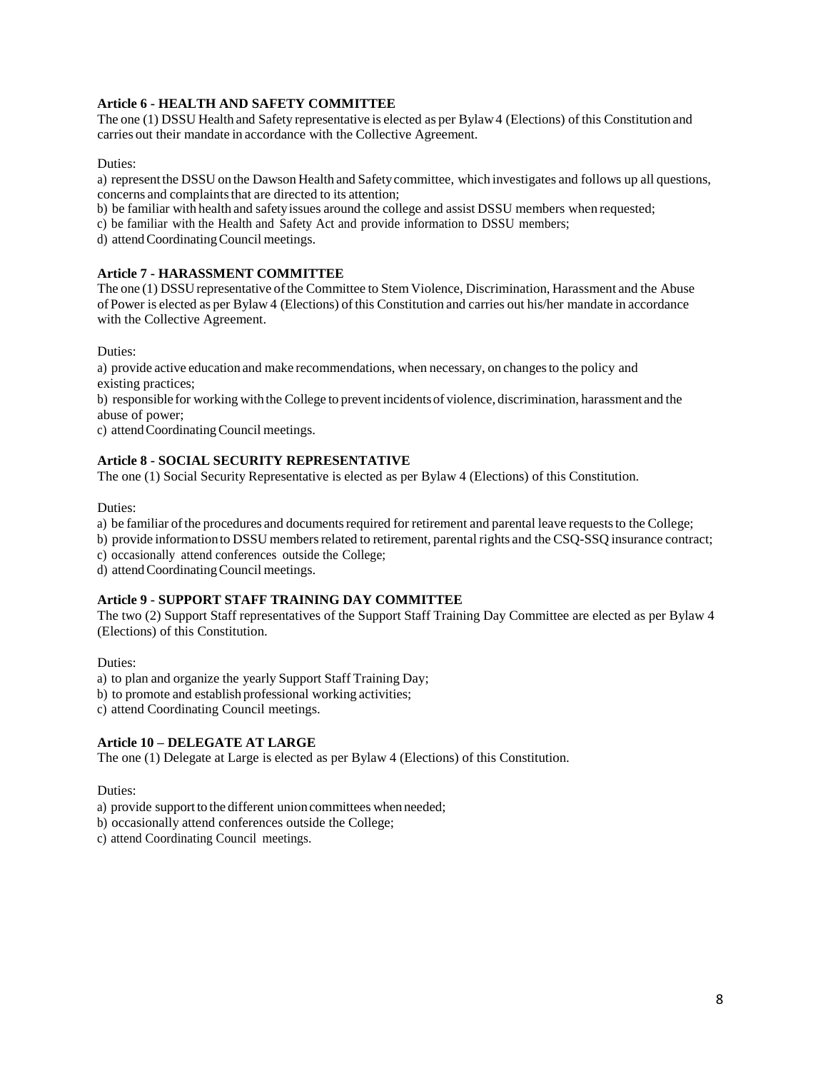**Article 6 - HEALTH AND SAFETY COMMITTEE**

The one (1) DSSU Health and Safety representative is elected as per Bylaw 4 (Elections) of this Constitution and carries out their mandate in accordance with the Collective Agreement.

Duties:

a) represent the DSSU on the Dawson Health and Safety committee, which investigates and follows up all questions, concerns and complaints that are directed to its attention;
b) be familiar with health and safety issues around the college and assist DSSU members when requested;
c) be familiar with the Health and Safety Act and provide information to DSSU members;
d) attend Coordinating Council meetings.

**Article 7 - HARASSMENT COMMITTEE**

The one (1) DSSU representative of the Committee to Stem Violence, Discrimination, Harassment and the Abuse of Power is elected as per Bylaw 4 (Elections) of this Constitution and carries out his/her mandate in accordance with the Collective Agreement.

Duties:

a) provide active education and make recommendations, when necessary, on changes to the policy and existing practices;
b) responsible for working with the College to prevent incidents of violence, discrimination, harassment and the abuse of power;
c) attend Coordinating Council meetings.

**Article 8 - SOCIAL SECURITY REPRESENTATIVE**

The one (1) Social Security Representative is elected as per Bylaw 4 (Elections) of this Constitution.

Duties:

a) be familiar of the procedures and documents required for retirement and parental leave requests to the College;
b) provide information to DSSU members related to retirement, parental rights and the CSQ-SSQ insurance contract;
c) occasionally attend conferences outside the College;
d) attend Coordinating Council meetings.

**Article 9 - SUPPORT STAFF TRAINING DAY COMMITTEE**

The two (2) Support Staff representatives of the Support Staff Training Day Committee are elected as per Bylaw 4 (Elections) of this Constitution.

Duties:

a) to plan and organize the yearly Support Staff Training Day;
b) to promote and establish professional working activities;
c) attend Coordinating Council meetings.

**Article 10 – DELEGATE AT LARGE**

The one (1) Delegate at Large is elected as per Bylaw 4 (Elections) of this Constitution.

Duties:

a) provide support to the different union committees when needed;
b) occasionally attend conferences outside the College;
c) attend Coordinating Council meetings.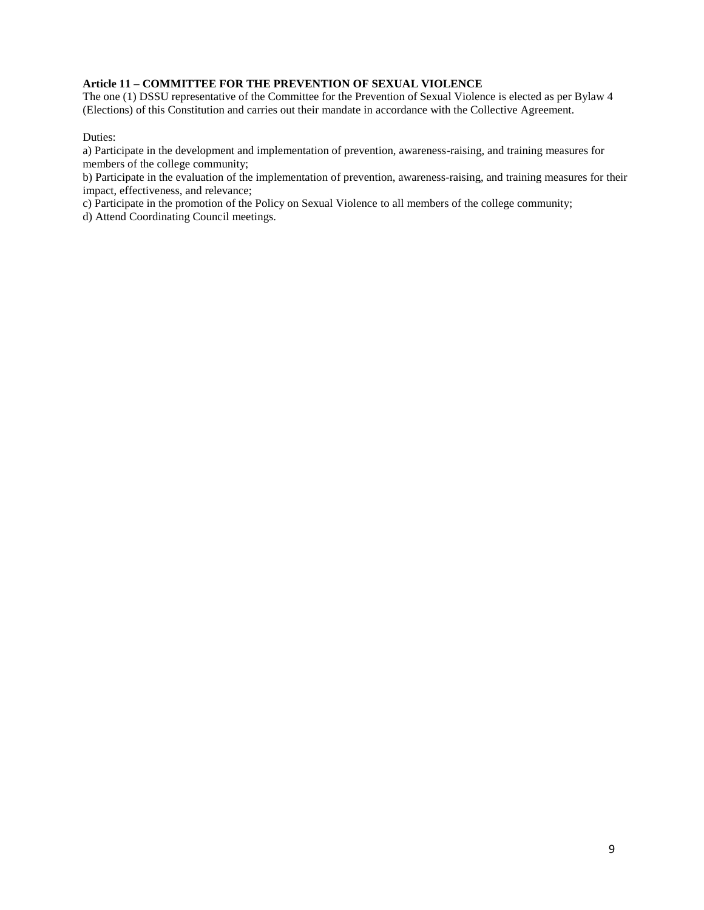**Article 11 – COMMITTEE FOR THE PREVENTION OF SEXUAL VIOLENCE**

The one (1) DSSU representative of the Committee for the Prevention of Sexual Violence is elected as per Bylaw 4 (Elections) of this Constitution and carries out their mandate in accordance with the Collective Agreement.

Duties:

a) Participate in the development and implementation of prevention, awareness-raising, and training measures for members of the college community;
b) Participate in the evaluation of the implementation of prevention, awareness-raising, and training measures for their impact, effectiveness, and relevance;
c) Participate in the promotion of the Policy on Sexual Violence to all members of the college community;
d) Attend Coordinating Council meetings.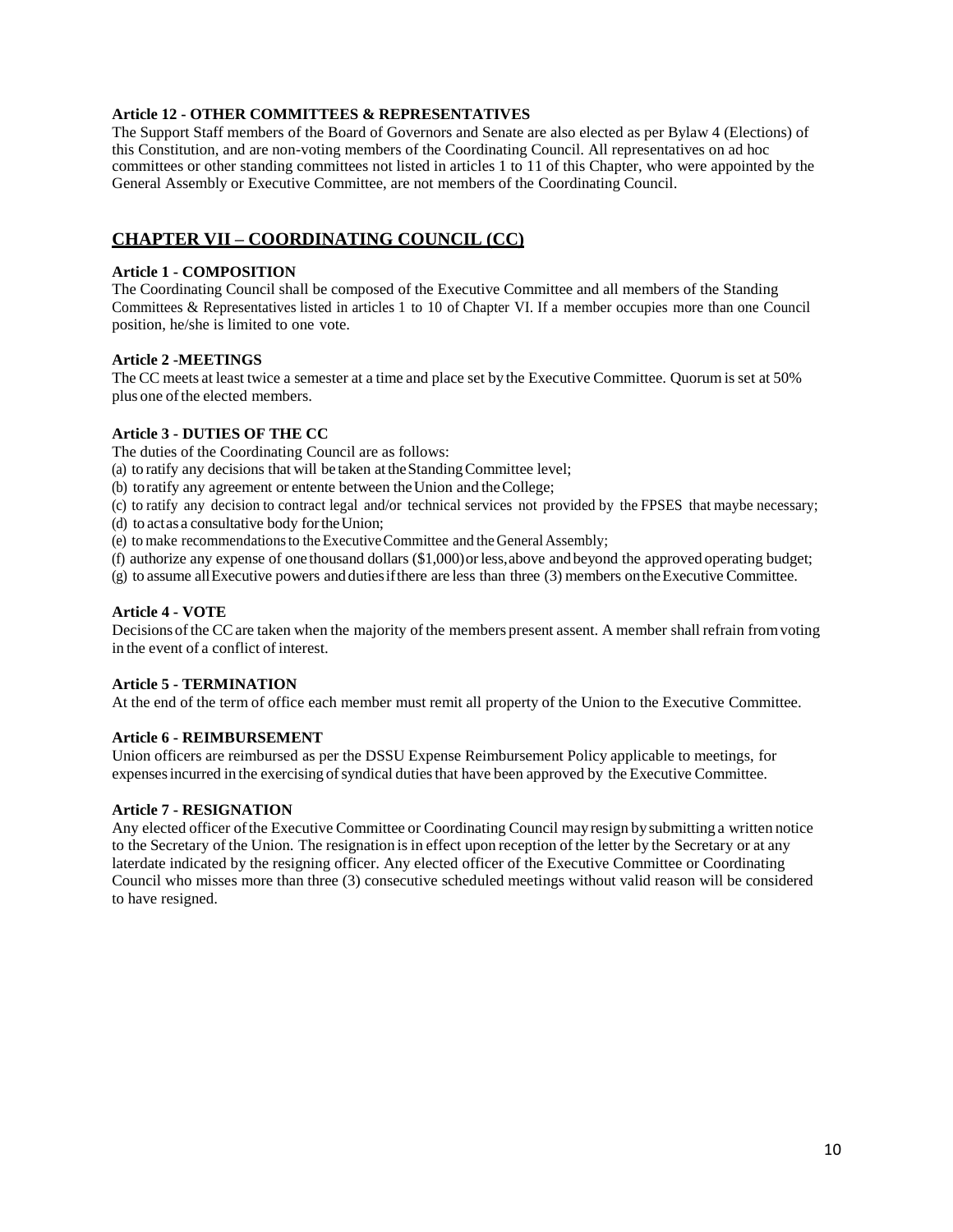**Article 12 - OTHER COMMITTEES & REPRESENTATIVES**

The Support Staff members of the Board of Governors and Senate are also elected as per Bylaw 4 (Elections) of this Constitution, and are non-voting members of the Coordinating Council. All representatives on ad hoc committees or other standing committees not listed in articles 1 to 11 of this Chapter, who were appointed by the General Assembly or Executive Committee, are not members of the Coordinating Council.

## CHAPTER VII – COORDINATING COUNCIL (CC)

**Article 1 - COMPOSITION**

The Coordinating Council shall be composed of the Executive Committee and all members of the Standing Committees & Representatives listed in articles 1 to 10 of Chapter VI. If a member occupies more than one Council position, he/she is limited to one vote.

**Article 2 -MEETINGS**

The CC meets at least twice a semester at a time and place set by the Executive Committee. Quorum is set at 50% plus one of the elected members.

**Article 3 - DUTIES OF THE CC**

The duties of the Coordinating Council are as follows:

(a) to ratify any decisions that will be taken at the Standing Committee level;
(b) to ratify any agreement or entente between the Union and the College;
(c) to ratify any decision to contract legal and/or technical services not provided by the FPSES that maybe necessary;
(d) to act as a consultative body for the Union;
(e) to make recommendations to the Executive Committee and the General Assembly;
(f) authorize any expense of one thousand dollars ($1,000) or less, above and beyond the approved operating budget;
(g) to assume all Executive powers and duties if there are less than three (3) members on the Executive Committee.

**Article 4 - VOTE**

Decisions of the CC are taken when the majority of the members present assent. A member shall refrain from voting in the event of a conflict of interest.

**Article 5 - TERMINATION**

At the end of the term of office each member must remit all property of the Union to the Executive Committee.

**Article 6 - REIMBURSEMENT**

Union officers are reimbursed as per the DSSU Expense Reimbursement Policy applicable to meetings, for expenses incurred in the exercising of syndical duties that have been approved by the Executive Committee.

**Article 7 - RESIGNATION**

Any elected officer of the Executive Committee or Coordinating Council may resign by submitting a written notice to the Secretary of the Union. The resignation is in effect upon reception of the letter by the Secretary or at any laterdate indicated by the resigning officer. Any elected officer of the Executive Committee or Coordinating Council who misses more than three (3) consecutive scheduled meetings without valid reason will be considered to have resigned.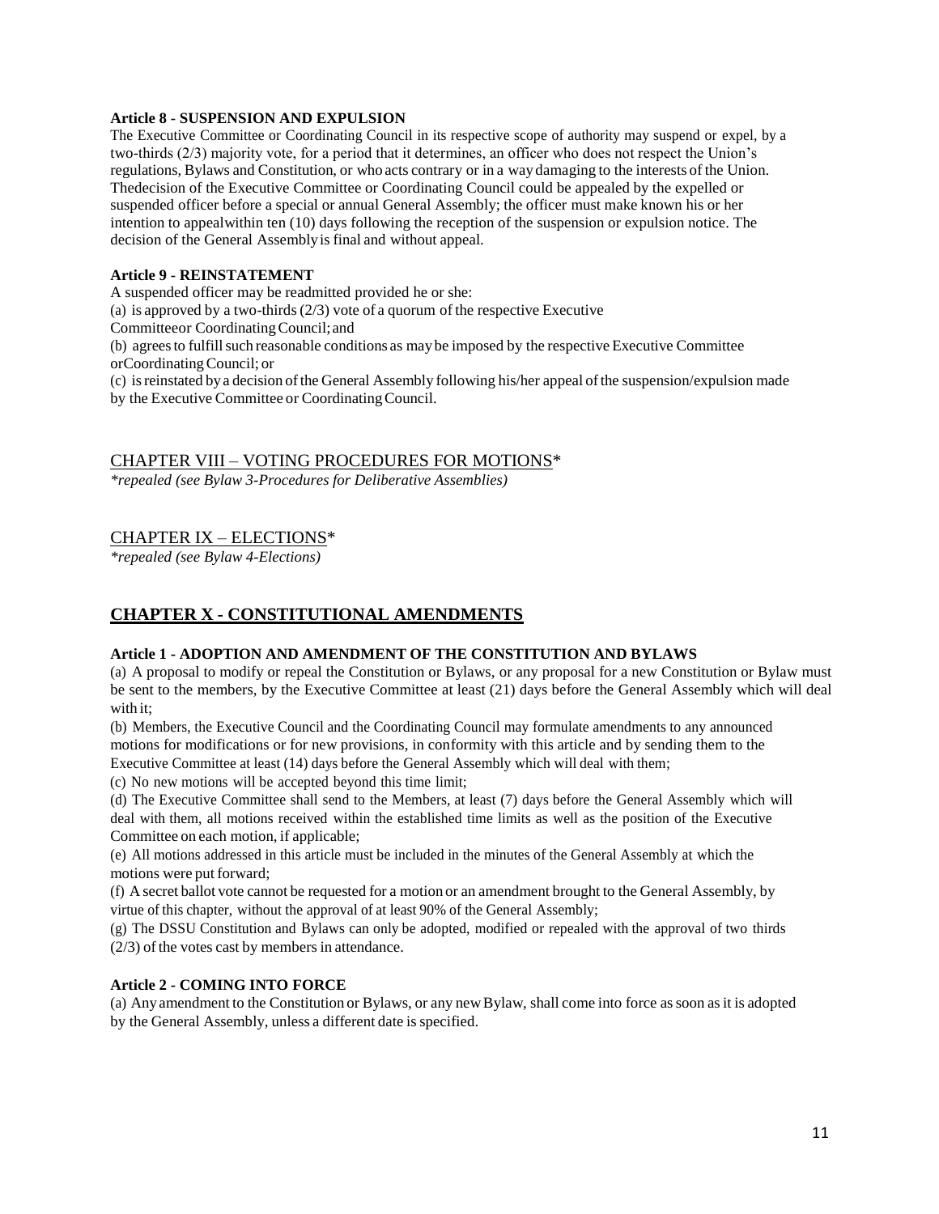**Article 8 - SUSPENSION AND EXPULSION**

The Executive Committee or Coordinating Council in its respective scope of authority may suspend or expel, by a two-thirds (2/3) majority vote, for a period that it determines, an officer who does not respect the Union's regulations, Bylaws and Constitution, or who acts contrary or in a way damaging to the interests of the Union. Thedecision of the Executive Committee or Coordinating Council could be appealed by the expelled or suspended officer before a special or annual General Assembly; the officer must make known his or her intention to appealwithin ten (10) days following the reception of the suspension or expulsion notice. The decision of the General Assembly is final and without appeal.

**Article 9 - REINSTATEMENT**

A suspended officer may be readmitted provided he or she:

(a) is approved by a two-thirds (2/3) vote of a quorum of the respective Executive Committeeor Coordinating Council; and

(b) agrees to fulfill such reasonable conditions as may be imposed by the respective Executive Committee orCoordinating Council; or

(c) is reinstated by a decision of the General Assembly following his/her appeal of the suspension/expulsion made by the Executive Committee or Coordinating Council.

## CHAPTER VIII – VOTING PROCEDURES FOR MOTIONS*

*\*repealed (see Bylaw 3-Procedures for Deliberative Assemblies)*

## CHAPTER IX – ELECTIONS*

*\*repealed (see Bylaw 4-Elections)*

## CHAPTER X - CONSTITUTIONAL AMENDMENTS

**Article 1 - ADOPTION AND AMENDMENT OF THE CONSTITUTION AND BYLAWS**

(a) A proposal to modify or repeal the Constitution or Bylaws, or any proposal for a new Constitution or Bylaw must be sent to the members, by the Executive Committee at least (21) days before the General Assembly which will deal with it;

(b) Members, the Executive Council and the Coordinating Council may formulate amendments to any announced motions for modifications or for new provisions, in conformity with this article and by sending them to the Executive Committee at least (14) days before the General Assembly which will deal with them;

(c) No new motions will be accepted beyond this time limit;

(d) The Executive Committee shall send to the Members, at least (7) days before the General Assembly which will deal with them, all motions received within the established time limits as well as the position of the Executive Committee on each motion, if applicable;

(e) All motions addressed in this article must be included in the minutes of the General Assembly at which the motions were put forward;

(f) A secret ballot vote cannot be requested for a motion or an amendment brought to the General Assembly, by virtue of this chapter, without the approval of at least 90% of the General Assembly;

(g) The DSSU Constitution and Bylaws can only be adopted, modified or repealed with the approval of two thirds (2/3) of the votes cast by members in attendance.

**Article 2 - COMING INTO FORCE**

(a) Any amendment to the Constitution or Bylaws, or any new Bylaw, shall come into force as soon as it is adopted by the General Assembly, unless a different date is specified.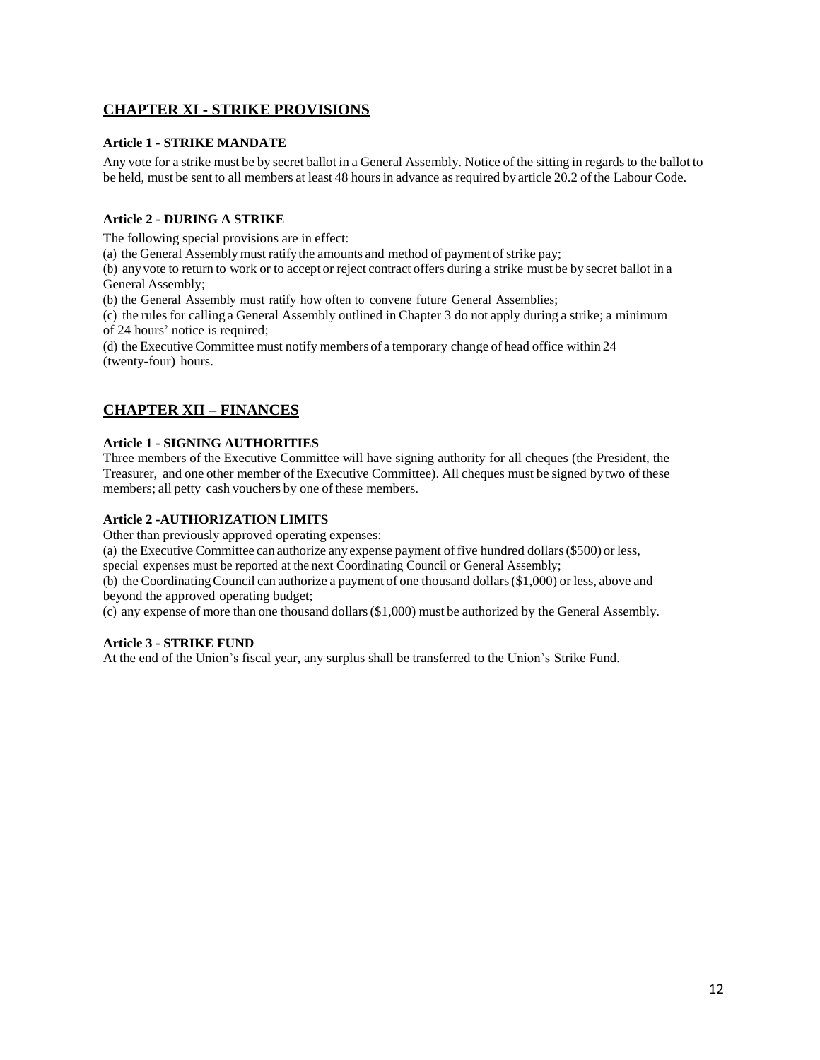## CHAPTER XI - STRIKE PROVISIONS

### Article 1 - STRIKE MANDATE

Any vote for a strike must be by secret ballot in a General Assembly. Notice of the sitting in regards to the ballot to be held, must be sent to all members at least 48 hours in advance as required by article 20.2 of the Labour Code.

### Article 2 - DURING A STRIKE

The following special provisions are in effect:

(a) the General Assembly must ratify the amounts and method of payment of strike pay;

(b) any vote to return to work or to accept or reject contract offers during a strike must be by secret ballot in a General Assembly;

(b) the General Assembly must ratify how often to convene future General Assemblies;

(c) the rules for calling a General Assembly outlined in Chapter 3 do not apply during a strike; a minimum of 24 hours' notice is required;

(d) the Executive Committee must notify members of a temporary change of head office within 24 (twenty-four) hours.

## CHAPTER XII – FINANCES

### Article 1 - SIGNING AUTHORITIES

Three members of the Executive Committee will have signing authority for all cheques (the President, the Treasurer, and one other member of the Executive Committee). All cheques must be signed by two of these members; all petty cash vouchers by one of these members.

### Article 2 -AUTHORIZATION LIMITS

Other than previously approved operating expenses:

(a) the Executive Committee can authorize any expense payment of five hundred dollars ($500) or less, special expenses must be reported at the next Coordinating Council or General Assembly;

(b) the Coordinating Council can authorize a payment of one thousand dollars ($1,000) or less, above and beyond the approved operating budget;

(c) any expense of more than one thousand dollars ($1,000) must be authorized by the General Assembly.

### Article 3 - STRIKE FUND

At the end of the Union's fiscal year, any surplus shall be transferred to the Union's Strike Fund.